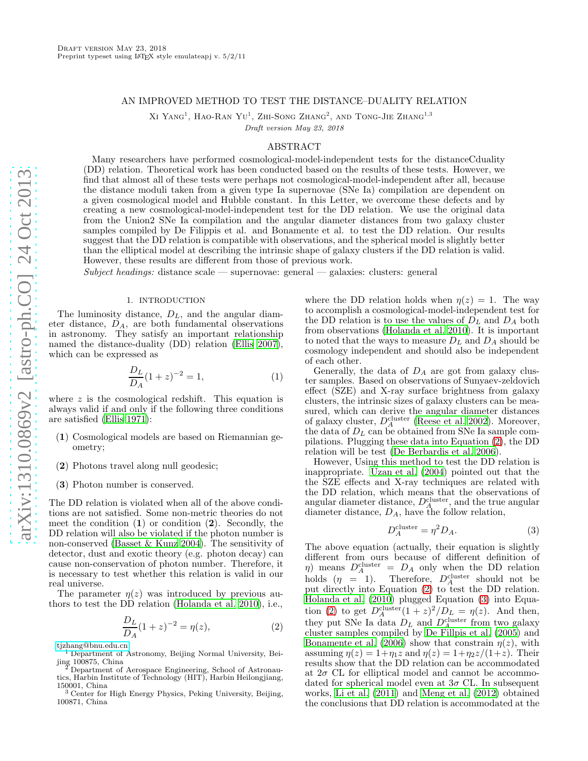# AN IMPROVED METHOD TO TEST THE DISTANCE–DUALITY RELATION

Xi Yang[1], Hao-Ran Yu[1], Zhi-Song Zhang[2], and Tong-Jie Zhang[1,3]

*Draft version May 23, 2018*

## ABSTRACT

Many researchers have performed cosmological-model-independent tests for the distanceCduality (DD) relation. Theoretical work has been conducted based on the results of these tests. However, we find that almost all of these tests were perhaps not cosmological-model-independent after all, because the distance moduli taken from a given type Ia supernovae (SNe Ia) compilation are dependent on a given cosmological model and Hubble constant. In this Letter, we overcome these defects and by creating a new cosmological-model-independent test for the DD relation. We use the original data from the Union2 SNe Ia compilation and the angular diameter distances from two galaxy cluster samples compiled by De Filippis et al. and Bonamente et al. to test the DD relation. Our results suggest that the DD relation is compatible with observations, and the spherical model is slightly better than the elliptical model at describing the intrinsic shape of galaxy clusters if the DD relation is valid. However, these results are different from those of previous work.

*Subject headings:* distance scale — supernovae: general — galaxies: clusters: general

## 1. INTRODUCTION

The luminosity distance, $D_L$, and the angular diameter distance, $D_A$, are both fundamental observations in astronomy. They satisfy an important relationship named the distance-duality (DD) relation (Ellis 2007), which can be expressed as

$$\frac{D_L}{D_A}(1+z)^{-2} = 1, \tag{1}$$

where $z$ is the cosmological redshift. This equation is always valid if and only if the following three conditions are satisfied (Ellis 1971):

(**1**) Cosmological models are based on Riemannian geometry;

(**2**) Photons travel along null geodesic;

(**3**) Photon number is conserved.

The DD relation is violated when all of the above conditions are not satisfied. Some non-metric theories do not meet the condition (**1**) or condition (**2**). Secondly, the DD relation will also be violated if the photon number is non-conserved (Basset & Kunz 2004). The sensitivity of detector, dust and exotic theory (e.g. photon decay) can cause non-conservation of photon number. Therefore, it is necessary to test whether this relation is valid in our real universe.

The parameter $\eta(z)$ was introduced by previous authors to test the DD relation (Holanda et al. 2010), i.e.,

$$\frac{D_L}{D_A}(1+z)^{-2} = \eta(z), \tag{2}$$

where the DD relation holds when $\eta(z) = 1$. The way to accomplish a cosmological-model-independent test for the DD relation is to use the values of $D_L$ and $D_A$ both from observations (Holanda et al. 2010). It is important to noted that the ways to measure $D_L$ and $D_A$ should be cosmology independent and should also be independent of each other.

Generally, the data of $D_A$ are got from galaxy cluster samples. Based on observations of Sunyaev-zeldovich effect (SZE) and X-ray surface brightness from galaxy clusters, the intrinsic sizes of galaxy clusters can be measured, which can derive the angular diameter distances of galaxy cluster, $D_A^{\rm cluster}$ (Reese et al. 2002). Moreover, the data of $D_L$ can be obtained from SNe Ia sample compilations. Plugging these data into Equation (2), the DD relation will be test (De Berbardis et al. 2006).

However, Using this method to test the DD relation is inappropriate. Uzan et al. (2004) pointed out that the the SZE effects and X-ray techniques are related with the DD relation, which means that the observations of angular diameter distance, $D_A^{\rm cluster}$, and the true angular diameter distance, $D_A$, have the follow relation,

$$D_A^{\rm cluster} = \eta^2 D_A. \tag{3}$$

The above equation (actually, their equation is slightly different from ours because of different definition of $\eta$) means $D_A^{\rm cluster} = D_A$ only when the DD relation holds ($\eta = 1$). Therefore, $D_A^{\rm cluster}$ should not be put directly into Equation (2) to test the DD relation. Holanda et al. (2010) plugged Equation (3) into Equation (2) to get $D_A^{\rm cluster}(1+z)^2/D_L = \eta(z)$. And then, they put SNe Ia data $D_L$ and $D_A^{\rm cluster}$ from two galaxy cluster samples compiled by De Fillpis et al. (2005) and Bonamente et al. (2006) show that constrain $\eta(z)$, with assuming $\eta(z) = 1+\eta_1 z$ and $\eta(z) = 1+\eta_2 z/(1+z)$. Their results show that the DD relation can be accommodated at $2\sigma$ CL for elliptical model and cannot be accommodated for spherical model even at $3\sigma$ CL. In subsequent works, Li et al. (2011) and Meng et al. (2012) obtained the conclusions that DD relation is accommodated at the

tjzhang@bnu.edu.cn

[1] Department of Astronomy, Beijing Normal University, Beijing 100875, China

[2] Department of Aerospace Engineering, School of Astronautics, Harbin Institute of Technology (HIT), Harbin Heilongjiang, 150001, China

[3] Center for High Energy Physics, Peking University, Beijing, 100871, China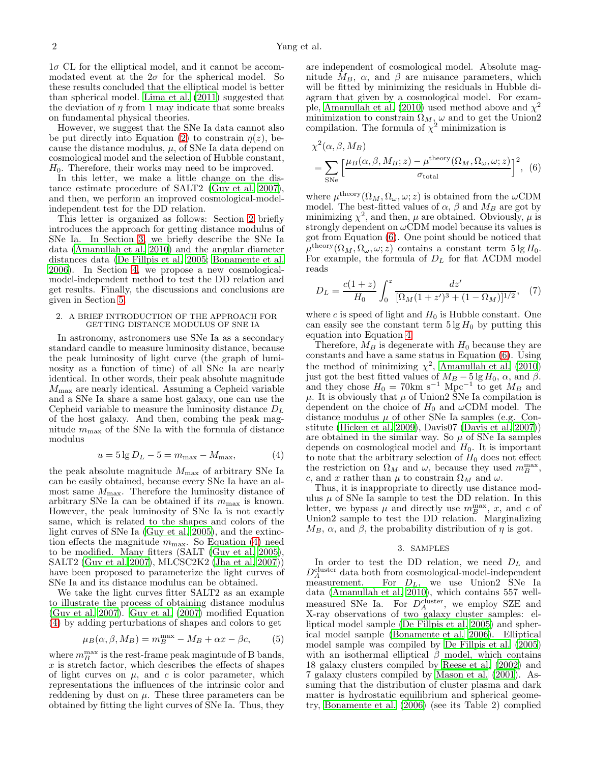$1\sigma$ CL for the elliptical model, and it cannot be accommodated event at the $2\sigma$ for the spherical model. So these results concluded that the elliptical model is better than spherical model. Lima et al. (2011) suggested that the deviation of $\eta$ from 1 may indicate that some breaks on fundamental physical theories.

However, we suggest that the SNe Ia data cannot also be put directly into Equation (2) to constrain $\eta(z)$, because the distance modulus, $\mu$, of SNe Ia data depend on cosmological model and the selection of Hubble constant, $H_0$. Therefore, their works may need to be improved.

In this letter, we make a little change on the distance estimate procedure of SALT2 (Guy et al. 2007), and then, we perform an improved cosmological-model-independent test for the DD relation.

This letter is organized as follows: Section 2 briefly introduces the approach for getting distance modulus of SNe Ia. In Section 3, we briefly describe the SNe Ia data (Amanullah et al. 2010) and the angular diameter distances data (De Fillpis et al. 2005; Bonamente et al. 2006). In Section 4, we propose a new cosmological-model-independent method to test the DD relation and get results. Finally, the discussions and conclusions are given in Section 5.

## 2. A BRIEF INTRODUCTION OF THE APPROACH FOR GETTING DISTANCE MODULUS OF SNE IA

In astronomy, astronomers use SNe Ia as a secondary standard candle to measure luminosity distance, because the peak luminosity of light curve (the graph of luminosity as a function of time) of all SNe Ia are nearly identical. In other words, their peak absolute magnitude $M_{\rm max}$ are nearly identical. Assuming a Cepheid variable and a SNe Ia share a same host galaxy, one can use the Cepheid variable to measure the luminosity distance $D_L$ of the host galaxy. And then, combing the peak magnitude $m_{\rm max}$ of the SNe Ia with the formula of distance modulus

$$u = 5 \lg D_L - 5 = m_{\rm max} - M_{\rm max}, \tag{4}$$

the peak absolute magnitude $M_{\rm max}$ of arbitrary SNe Ia can be easily obtained, because every SNe Ia have an almost same $M_{\rm max}$. Therefore the luminosity distance of arbitrary SNe Ia can be obtained if its $m_{\rm max}$ is known. However, the peak luminosity of SNe Ia is not exactly same, which is related to the shapes and colors of the light curves of SNe Ia (Guy et al. 2005), and the extinction effects the magnitude $m_{\rm max}$. So Equation (4) need to be modified. Many fitters (SALT (Guy et al. 2005), SALT2 (Guy et al. 2007), MLCSC2K2 (Jha et al. 2007)) have been proposed to parameterize the light curves of SNe Ia and its distance modulus can be obtained.

We take the light curves fitter SALT2 as an example to illustrate the process of obtaining distance modulus (Guy et al. 2007). Guy et al. (2007) modified Equation (4) by adding perturbations of shapes and colors to get

$$\mu_B(\alpha, \beta, M_B) = m_B^{\rm max} - M_B + \alpha x - \beta c, \tag{5}$$

where $m_B^{\rm max}$ is the rest-frame peak magnitude of B bands, $x$ is stretch factor, which describes the effects of shapes of light curves on $\mu$, and $c$ is color parameter, which representations the influences of the intrinsic color and reddening by dust on $\mu$. These three parameters can be obtained by fitting the light curves of SNe Ia. Thus, they are independent of cosmological model. Absolute magnitude $M_B$, $\alpha$, and $\beta$ are nuisance parameters, which will be fitted by minimizing the residuals in Hubble diagram that given by a cosmological model. For example, Amanullah et al. (2010) used method above and $\chi^2$ minimization to constrain $\Omega_M$, $\omega$ and to get the Union2 compilation. The formula of $\chi^2$ minimization is

$$\chi^2(\alpha, \beta, M_B) = \sum_{\rm SNe} \Big[\frac{\mu_B(\alpha, \beta, M_B; z) - \mu^{\rm theory}(\Omega_M, \Omega_\omega, \omega; z)}{\sigma_{\rm total}}\Big]^2, \tag{6}$$

where $\mu^{\rm theory}(\Omega_M, \Omega_\omega, \omega; z)$ is obtained from the $\omega$CDM model. The best-fitted values of $\alpha$, $\beta$ and $M_B$ are got by minimizing $\chi^2$, and then, $\mu$ are obtained. Obviously, $\mu$ is strongly dependent on $\omega$CDM model because its values is got from Equation (6). One point should be noticed that $\mu^{\rm theory}(\Omega_M, \Omega_\omega, \omega; z)$ contains a constant term $5 \lg H_0$. For example, the formula of $D_L$ for flat $\Lambda$CDM model reads

$$D_L = \frac{c(1+z)}{H_0} \int_0^z \frac{dz'}{[\Omega_M(1+z')^3 + (1-\Omega_M)]^{1/2}}, \tag{7}$$

where $c$ is speed of light and $H_0$ is Hubble constant. One can easily see the constant term $5 \lg H_0$ by putting this equation into Equation 4.

Therefore, $M_B$ is degenerate with $H_0$ because they are constants and have a same status in Equation (6). Using the method of minimizing $\chi^2$, Amanullah et al. (2010) just got the best fitted values of $M_B - 5 \lg H_0$, $\alpha$, and $\beta$. and they chose $H_0 = 70{\rm km~s^{-1}~Mpc^{-1}}$ to get $M_B$ and $\mu$. It is obviously that $\mu$ of Union2 SNe Ia compilation is dependent on the choice of $H_0$ and $\omega$CDM model. The distance modulus $\mu$ of other SNe Ia samples (e.g. Constitute (Hicken et al. 2009), Davis07 (Davis et al. 2007)) are obtained in the similar way. So $\mu$ of SNe Ia samples depends on cosmological model and $H_0$. It is important to note that the arbitrary selection of $H_0$ does not effect the restriction on $\Omega_M$ and $\omega$, because they used $m_B^{\rm max}$, $c$, and $x$ rather than $\mu$ to constrain $\Omega_M$ and $\omega$.

Thus, it is inappropriate to directly use distance modulus $\mu$ of SNe Ia sample to test the DD relation. In this letter, we bypass $\mu$ and directly use $m_B^{\rm max}$, $x$, and $c$ of Union2 sample to test the DD relation. Marginalizing $M_B$, $\alpha$, and $\beta$, the probability distribution of $\eta$ is got.

## 3. SAMPLES

In order to test the DD relation, we need $D_L$ and $D_A^{\rm cluster}$ data both from cosmological-model-independent measurement. For $D_L$, we use Union2 SNe Ia data (Amanullah et al. 2010), which contains 557 well-measured SNe Ia. For $D_A^{\rm cluster}$, we employ SZE and X-ray observations of two galaxy cluster samples: elliptical model sample (De Fillpis et al. 2005) and spherical model sample (Bonamente et al. 2006). Elliptical model sample was compiled by De Fillpis et al. (2005) with an isothermal elliptical $\beta$ model, which contains 18 galaxy clusters compiled by Reese et al. (2002) and 7 galaxy clusters compiled by Mason et al. (2001). Assuming that the distribution of cluster plasma and dark matter is hydrostatic equilibrium and spherical geometry, Bonamente et al. (2006) (see its Table 2) complied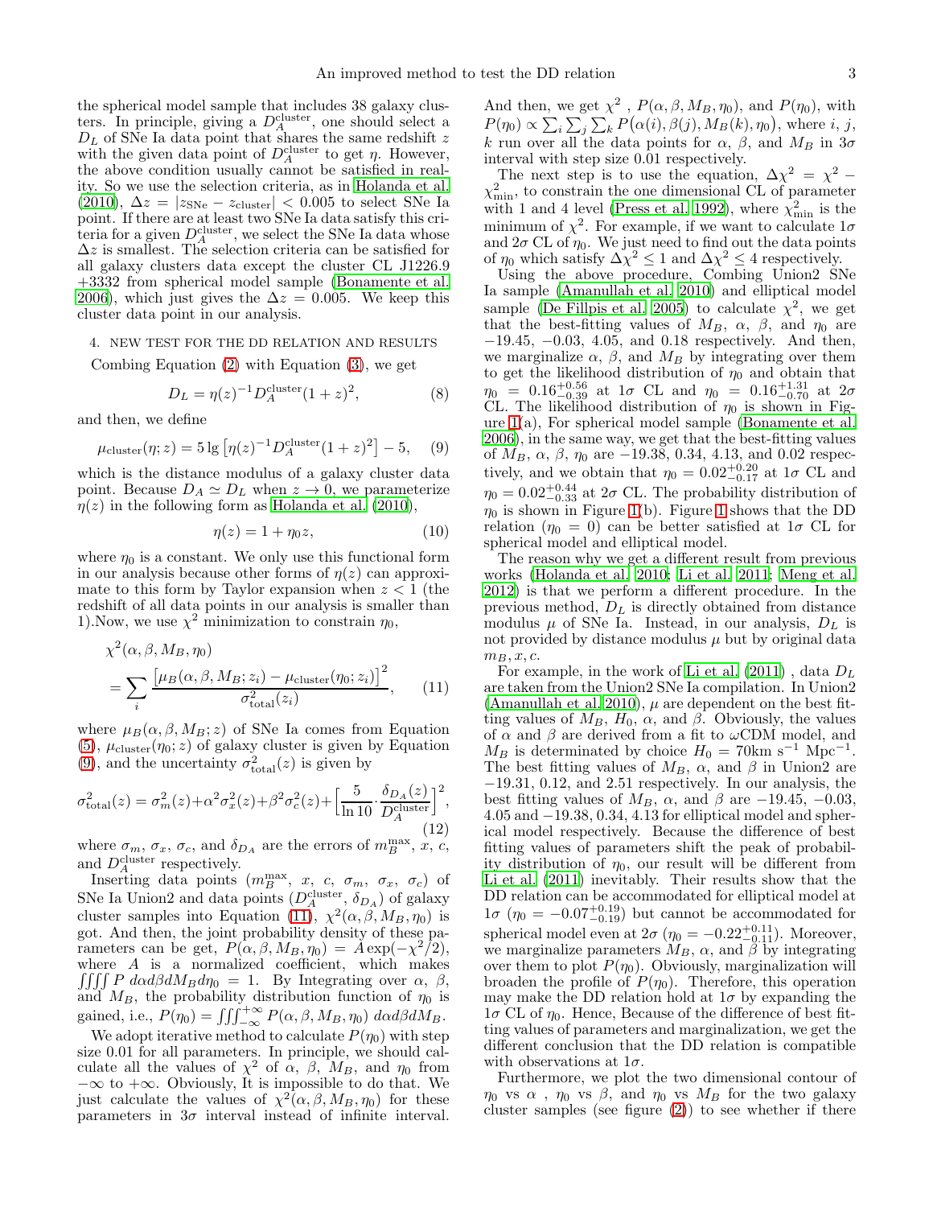the spherical model sample that includes 38 galaxy clusters. In principle, giving a $D_A^{\rm cluster}$, one should select a $D_L$ of SNe Ia data point that shares the same redshift $z$ with the given data point of $D_A^{\rm cluster}$ to get $\eta$. However, the above condition usually cannot be satisfied in reality. So we use the selection criteria, as in Holanda et al. (2010), $\Delta z = |z_{\rm SNe} - z_{\rm cluster}| < 0.005$ to select SNe Ia point. If there are at least two SNe Ia data satisfy this criteria for a given $D_A^{\rm cluster}$, we select the SNe Ia data whose $\Delta z$ is smallest. The selection criteria can be satisfied for all galaxy clusters data except the cluster CL J1226.9 +3332 from spherical model sample (Bonamente et al. 2006), which just gives the $\Delta z = 0.005$. We keep this cluster data point in our analysis.

## 4. NEW TEST FOR THE DD RELATION AND RESULTS

Combing Equation (2) with Equation (3), we get

$$D_L = \eta(z)^{-1} D_A^{\rm cluster}(1+z)^2, \tag{8}$$

and then, we define

$$\mu_{\rm cluster}(\eta; z) = 5\lg\left[\eta(z)^{-1} D_A^{\rm cluster}(1+z)^2\right] - 5, \tag{9}$$

which is the distance modulus of a galaxy cluster data point. Because $D_A \simeq D_L$ when $z \to 0$, we parameterize $\eta(z)$ in the following form as Holanda et al. (2010),

$$\eta(z) = 1 + \eta_0 z, \tag{10}$$

where $\eta_0$ is a constant. We only use this functional form in our analysis because other forms of $\eta(z)$ can approximate to this form by Taylor expansion when $z < 1$ (the redshift of all data points in our analysis is smaller than 1).Now, we use $\chi^2$ minimization to constrain $\eta_0$,

$$\begin{aligned}
&\chi^2(\alpha, \beta, M_B, \eta_0) \\
&= \sum_i \frac{\left[\mu_B(\alpha, \beta, M_B; z_i) - \mu_{\rm cluster}(\eta_0; z_i)\right]^2}{\sigma^2_{\rm total}(z_i)},
\end{aligned} \tag{11}$$

where $\mu_B(\alpha, \beta, M_B; z)$ of SNe Ia comes from Equation (5), $\mu_{\rm cluster}(\eta_0; z)$ of galaxy cluster is given by Equation (9), and the uncertainty $\sigma^2_{\rm total}(z)$ is given by

$$\sigma^2_{\rm total}(z) = \sigma^2_m(z) + \alpha^2\sigma^2_x(z) + \beta^2\sigma^2_c(z) + \left[\frac{5}{\ln 10}\cdot\frac{\delta_{D_A}(z)}{D_A^{\rm cluster}}\right]^2, \tag{12}$$

where $\sigma_m$, $\sigma_x$, $\sigma_c$, and $\delta_{D_A}$ are the errors of $m_B^{\rm max}$, $x$, $c$, and $D_A^{\rm cluster}$ respectively.

Inserting data points ($m_B^{\rm max}$, $x$, $c$, $\sigma_m$, $\sigma_x$, $\sigma_c$) of SNe Ia Union2 and data points ($D_A^{\rm cluster}$, $\delta_{D_A}$) of galaxy cluster samples into Equation (11), $\chi^2(\alpha, \beta, M_B, \eta_0)$ is got. And then, the joint probability density of these parameters can be get, $P(\alpha, \beta, M_B, \eta_0) = A\exp(-\chi^2/2)$, where $A$ is a normalized coefficient, which makes $\iiiint P\, d\alpha d\beta dM_B d\eta_0 = 1$. By Integrating over $\alpha$, $\beta$, and $M_B$, the probability distribution function of $\eta_0$ is gained, i.e., $P(\eta_0) = \iiint_{-\infty}^{+\infty} P(\alpha, \beta, M_B, \eta_0)\, d\alpha d\beta dM_B$.

We adopt iterative method to calculate $P(\eta_0)$ with step size 0.01 for all parameters. In principle, we should calculate all the values of $\chi^2$ of $\alpha$, $\beta$, $M_B$, and $\eta_0$ from $-\infty$ to $+\infty$. Obviously, It is impossible to do that. We just calculate the values of $\chi^2(\alpha, \beta, M_B, \eta_0)$ for these parameters in $3\sigma$ interval instead of infinite interval. And then, we get $\chi^2$ , $P(\alpha, \beta, M_B, \eta_0)$, and $P(\eta_0)$, with $P(\eta_0) \propto \sum_i \sum_j \sum_k P\big(\alpha(i), \beta(j), M_B(k), \eta_0\big)$, where $i$, $j$, $k$ run over all the data points for $\alpha$, $\beta$, and $M_B$ in $3\sigma$ interval with step size 0.01 respectively.

The next step is to use the equation, $\Delta\chi^2 = \chi^2 - \chi^2_{\rm min}$, to constrain the one dimensional CL of parameter with 1 and 4 level (Press et al. 1992), where $\chi^2_{\rm min}$ is the minimum of $\chi^2$. For example, if we want to calculate $1\sigma$ and $2\sigma$ CL of $\eta_0$. We just need to find out the data points of $\eta_0$ which satisfy $\Delta\chi^2 \leq 1$ and $\Delta\chi^2 \leq 4$ respectively.

Using the above procedure, Combing Union2 SNe Ia sample (Amanullah et al. 2010) and elliptical model sample (De Fillpis et al. 2005) to calculate $\chi^2$, we get that the best-fitting values of $M_B$, $\alpha$, $\beta$, and $\eta_0$ are $-19.45$, $-0.03$, $4.05$, and $0.18$ respectively. And then, we marginalize $\alpha$, $\beta$, and $M_B$ by integrating over them to get the likelihood distribution of $\eta_0$ and obtain that $\eta_0 = 0.16^{+0.56}_{-0.39}$ at $1\sigma$ CL and $\eta_0 = 0.16^{+1.31}_{-0.70}$ at $2\sigma$ CL. The likelihood distribution of $\eta_0$ is shown in Figure 1(a), For spherical model sample (Bonamente et al. 2006), in the same way, we get that the best-fitting values of $M_B$, $\alpha$, $\beta$, $\eta_0$ are $-19.38$, $0.34$, $4.13$, and $0.02$ respectively, and we obtain that $\eta_0 = 0.02^{+0.20}_{-0.17}$ at $1\sigma$ CL and $\eta_0 = 0.02^{+0.44}_{-0.33}$ at $2\sigma$ CL. The probability distribution of $\eta_0$ is shown in Figure 1(b). Figure 1 shows that the DD relation ($\eta_0 = 0$) can be better satisfied at $1\sigma$ CL for spherical model and elliptical model.

The reason why we get a different result from previous works (Holanda et al. 2010; Li et al. 2011; Meng et al. 2012) is that we perform a different procedure. In the previous method, $D_L$ is directly obtained from distance modulus $\mu$ of SNe Ia. Instead, in our analysis, $D_L$ is not provided by distance modulus $\mu$ but by original data $m_B, x, c$.

For example, in the work of Li et al. (2011) , data $D_L$ are taken from the Union2 SNe Ia compilation. In Union2 (Amanullah et al. 2010), $\mu$ are dependent on the best fitting values of $M_B$, $H_0$, $\alpha$, and $\beta$. Obviously, the values of $\alpha$ and $\beta$ are derived from a fit to $\omega$CDM model, and $M_B$ is determined by choice $H_0 = 70{\rm km\ s^{-1}\ Mpc^{-1}}$. The best fitting values of $M_B$, $\alpha$, and $\beta$ in Union2 are $-19.31$, $0.12$, and $2.51$ respectively. In our analysis, the best fitting values of $M_B$, $\alpha$, and $\beta$ are $-19.45$, $-0.03$, $4.05$ and $-19.38$, $0.34$, $4.13$ for elliptical model and spherical model respectively. Because the difference of best fitting values of parameters shift the peak of probability distribution of $\eta_0$, our result will be different from Li et al. (2011) inevitably. Their results show that the DD relation can be accommodated for elliptical model at $1\sigma$ ($\eta_0 = -0.07^{+0.19}_{-0.19}$) but cannot be accommodated for spherical model even at $2\sigma$ ($\eta_0 = -0.22^{+0.11}_{-0.11}$). Moreover, we marginalize parameters $M_B$, $\alpha$, and $\beta$ by integrating over them to plot $P(\eta_0)$. Obviously, marginalization will broaden the profile of $P(\eta_0)$. Therefore, this operation may make the DD relation hold at $1\sigma$ by expanding the $1\sigma$ CL of $\eta_0$. Hence, Because of the difference of best fitting values of parameters and marginalization, we get the different conclusion that the DD relation is compatible with observations at $1\sigma$.

Furthermore, we plot the two dimensional contour of $\eta_0$ vs $\alpha$ , $\eta_0$ vs $\beta$, and $\eta_0$ vs $M_B$ for the two galaxy cluster samples (see figure (2)) to see whether if there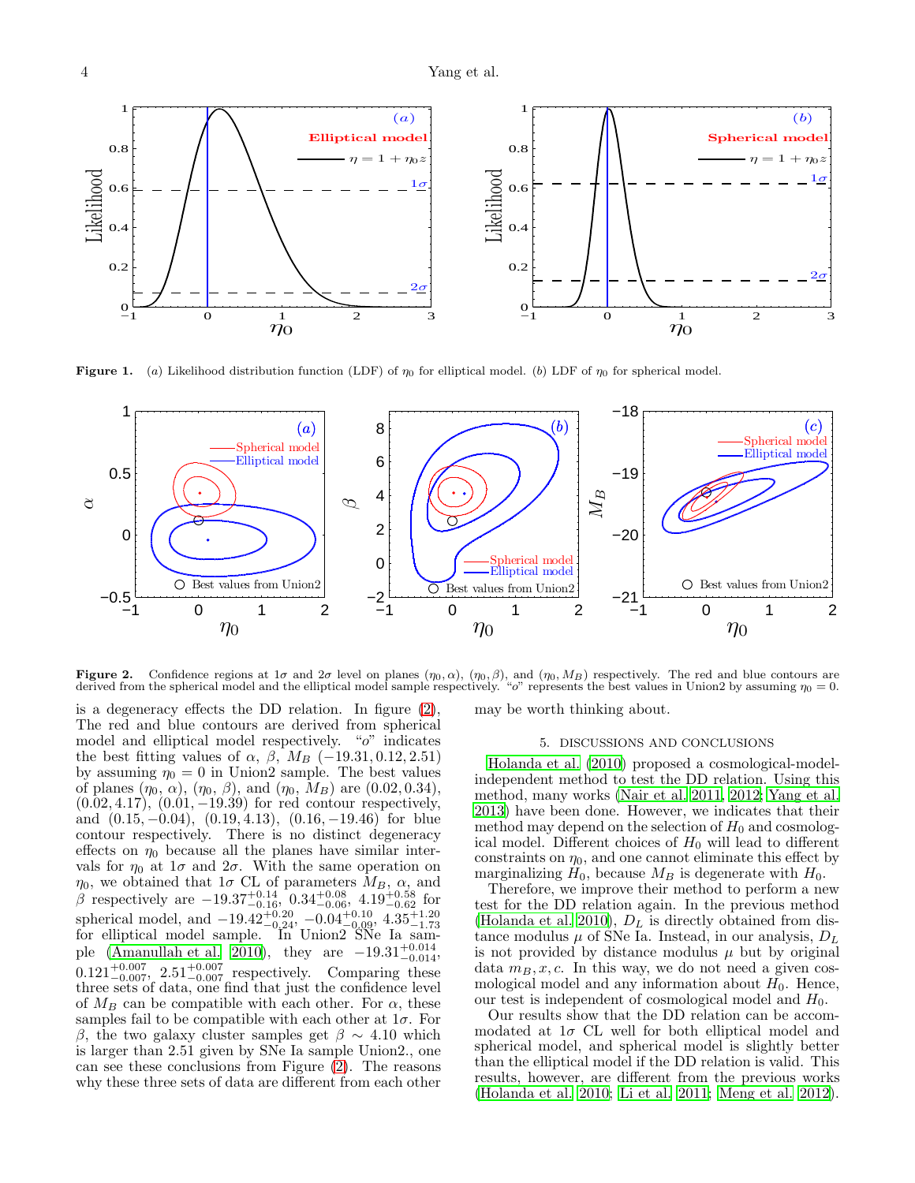Figure 1. (*a*) Likelihood distribution function (LDF) of $\eta_0$ for elliptical model. (*b*) LDF of $\eta_0$ for spherical model.

Figure 2. Confidence regions at $1\sigma$ and $2\sigma$ level on planes $(\eta_0, \alpha)$, $(\eta_0, \beta)$, and $(\eta_0, M_B)$ respectively. The red and blue contours are derived from the spherical model and the elliptical model sample respectively. "$o$" represents the best values in Union2 by assuming $\eta_0 = 0$.

is a degeneracy effects the DD relation. In figure (2), The red and blue contours are derived from spherical model and elliptical model respectively. "$o$" indicates the best fitting values of $\alpha$, $\beta$, $M_B$ $(-19.31, 0.12, 2.51)$ by assuming $\eta_0 = 0$ in Union2 sample. The best values of planes $(\eta_0, \alpha)$, $(\eta_0, \beta)$, and $(\eta_0, M_B)$ are $(0.02, 0.34)$, $(0.02, 4.17)$, $(0.01, -19.39)$ for red contour respectively, and $(0.15, -0.04)$, $(0.19, 4.13)$, $(0.16, -19.46)$ for blue contour respectively. There is no distinct degeneracy effects on $\eta_0$ because all the planes have similar intervals for $\eta_0$ at $1\sigma$ and $2\sigma$. With the same operation on $\eta_0$, we obtained that $1\sigma$ CL of parameters $M_B$, $\alpha$, and $\beta$ respectively are $-19.37^{+0.14}_{-0.16}$, $0.34^{+0.08}_{-0.06}$, $4.19^{+0.58}_{-0.62}$ for spherical model, and $-19.42^{+0.20}_{-0.24}$, $-0.04^{+0.10}_{-0.09}$, $4.35^{+1.20}_{-1.73}$ for elliptical model sample. In Union2 SNe Ia sample (Amanullah et al. 2010), they are $-19.31^{+0.014}_{-0.014}$, $0.121^{+0.007}_{-0.007}$, $2.51^{+0.007}_{-0.007}$ respectively. Comparing these three sets of data, one find that just the confidence level of $M_B$ can be compatible with each other. For $\alpha$, these samples fail to be compatible with each other at $1\sigma$. For $\beta$, the two galaxy cluster samples get $\beta \sim 4.10$ which is larger than 2.51 given by SNe Ia sample Union2., one can see these conclusions from Figure (2). The reasons why these three sets of data are different from each other may be worth thinking about.

## 5. DISCUSSIONS AND CONCLUSIONS

Holanda et al. (2010) proposed a cosmological-model-independent method to test the DD relation. Using this method, many works (Nair et al. 2011, 2012; Yang et al. 2013) have been done. However, we indicates that their method may depend on the selection of $H_0$ and cosmological model. Different choices of $H_0$ will lead to different constraints on $\eta_0$, and one cannot eliminate this effect by marginalizing $H_0$, because $M_B$ is degenerate with $H_0$.

Therefore, we improve their method to perform a new test for the DD relation again. In the previous method (Holanda et al. 2010), $D_L$ is directly obtained from distance modulus $\mu$ of SNe Ia. Instead, in our analysis, $D_L$ is not provided by distance modulus $\mu$ but by original data $m_B, x, c$. In this way, we do not need a given cosmological model and any information about $H_0$. Hence, our test is independent of cosmological model and $H_0$.

Our results show that the DD relation can be accommodated at $1\sigma$ CL well for both elliptical model and spherical model, and spherical model is slightly better than the elliptical model if the DD relation is valid. This results, however, are different from the previous works (Holanda et al. 2010; Li et al. 2011; Meng et al. 2012).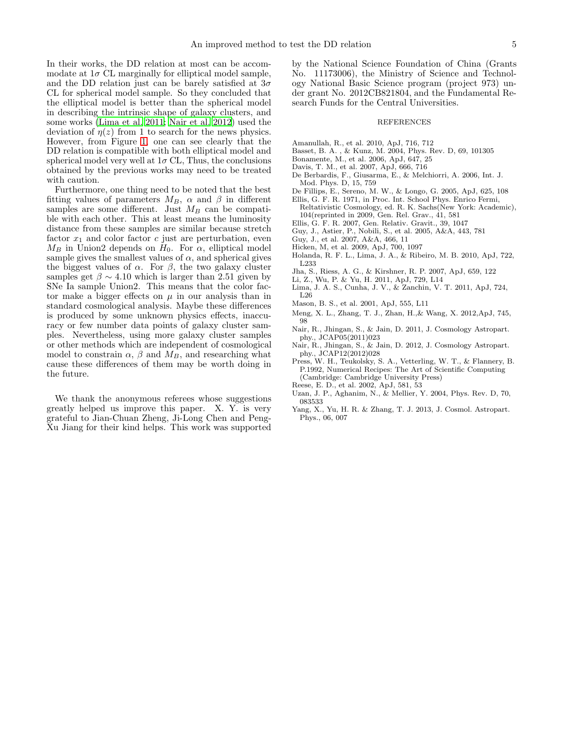In their works, the DD relation at most can be accommodate at $1\sigma$ CL marginally for elliptical model sample, and the DD relation just can be barely satisfied at $3\sigma$ CL for spherical model sample. So they concluded that the elliptical model is better than the spherical model in describing the intrinsic shape of galaxy clusters, and some works (Lima et al. 2011; Nair et al. 2012) used the deviation of $\eta(z)$ from 1 to search for the news physics. However, from Figure 1, one can see clearly that the DD relation is compatible with both elliptical model and spherical model very well at $1\sigma$ CL, Thus, the conclusions obtained by the previous works may need to be treated with caution.

Furthermore, one thing need to be noted that the best fitting values of parameters $M_B$, $\alpha$ and $\beta$ in different samples are some different. Just $M_B$ can be compatible with each other. This at least means the luminosity distance from these samples are similar because stretch factor $x_1$ and color factor $c$ just are perturbation, even $M_B$ in Union2 depends on $H_0$. For $\alpha$, elliptical model sample gives the smallest values of $\alpha$, and spherical gives the biggest values of $\alpha$. For $\beta$, the two galaxy cluster samples get $\beta \sim 4.10$ which is larger than 2.51 given by SNe Ia sample Union2. This means that the color factor make a bigger effects on $\mu$ in our analysis than in standard cosmological analysis. Maybe these differences is produced by some unknown physics effects, inaccuracy or few number data points of galaxy cluster samples. Nevertheless, using more galaxy cluster samples or other methods which are independent of cosmological model to constrain $\alpha$, $\beta$ and $M_B$, and researching what cause these differences of them may be worth doing in the future.

We thank the anonymous referees whose suggestions greatly helped us improve this paper. X. Y. is very grateful to Jian-Chuan Zheng, Ji-Long Chen and Peng-Xu Jiang for their kind helps. This work was supported by the National Science Foundation of China (Grants No. 11173006), the Ministry of Science and Technology National Basic Science program (project 973) under grant No. 2012CB821804, and the Fundamental Research Funds for the Central Universities.

## REFERENCES

Amanullah, R., et al. 2010, ApJ, 716, 712

Basset, B. A. , & Kunz, M. 2004, Phys. Rev. D, 69, 101305

Bonamente, M., et al. 2006, ApJ, 647, 25

Davis, T. M., et al. 2007, ApJ, 666, 716

De Berbardis, F., Giusarma, E., & Melchiorri, A. 2006, Int. J. Mod. Phys. D, 15, 759

De Fillips, E., Sereno, M. W., & Longo, G. 2005, ApJ, 625, 108

Ellis, G. F. R. 1971, in Proc. Int. School Phys. Enrico Fermi, Reltativistic Cosmology, ed. R. K. Sachs(New York: Academic), 104(reprinted in 2009, Gen. Rel. Grav., 41, 581

Ellis, G. F. R. 2007, Gen. Relativ. Gravit., 39, 1047

Guy, J., Astier, P., Nobili, S., et al. 2005, A&A, 443, 781

Guy, J., et al. 2007, A&A, 466, 11

Hicken, M, et al. 2009, ApJ, 700, 1097

Holanda, R. F. L., Lima, J. A., & Ribeiro, M. B. 2010, ApJ, 722, L233

Jha, S., Riess, A. G., & Kirshner, R. P. 2007, ApJ, 659, 122

Li, Z., Wu, P. & Yu, H. 2011, ApJ, 729, L14

Lima, J. A. S., Cunha, J. V., & Zanchin, V. T. 2011, ApJ, 724, L26

Mason, B. S., et al. 2001, ApJ, 555, L11

Meng, X. L., Zhang, T. J., Zhan, H.,& Wang, X. 2012,ApJ, 745, 98

Nair, R., Jhingan, S., & Jain, D. 2011, J. Cosmology Astropart. phy., JCAP05(2011)023

Nair, R., Jhingan, S., & Jain, D. 2012, J. Cosmology Astropart. phy., JCAP12(2012)028

Press, W. H., Teukolsky, S. A., Vetterling, W. T., & Flannery, B. P.1992, Numerical Recipes: The Art of Scientific Computing (Cambridge: Cambridge University Press)

Reese, E. D., et al. 2002, ApJ, 581, 53

Uzan, J. P., Aghanim, N., & Mellier, Y. 2004, Phys. Rev. D, 70, 083533

Yang, X., Yu, H. R. & Zhang, T. J. 2013, J. Cosmol. Astropart. Phys., 06, 007